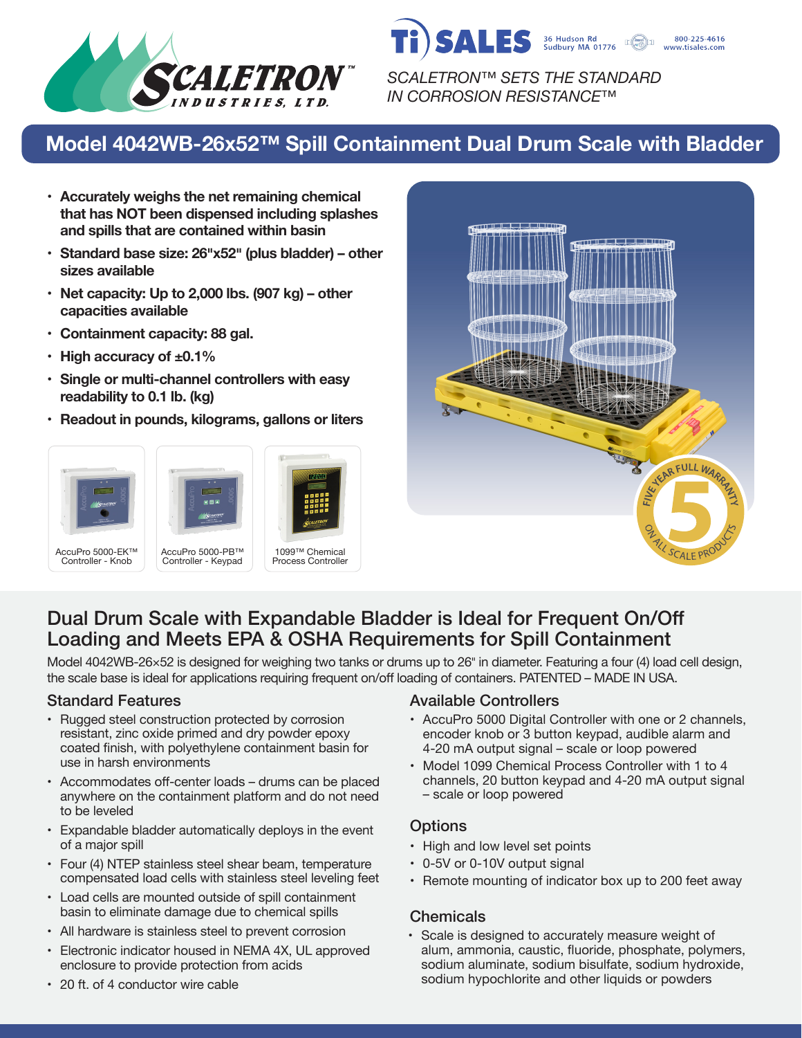SCALETRON™ INDUSTRIES, LTD.

Ti SALES 36 Hudson Rd Sudbury MA 01776 800-225-4616 www.tisales.com

*SCALETRON™ SETS THE STANDARD IN CORROSION RESISTANCE™*

# Model 4042WB-26x52™ Spill Containment Dual Drum Scale with Bladder

- **Accurately weighs the net remaining chemical that has NOT been dispensed including splashes and spills that are contained within basin**
- **Standard base size: 26"x52" (plus bladder) – other sizes available**
- **Net capacity: Up to 2,000 lbs. (907 kg) – other capacities available**
- **Containment capacity: 88 gal.**
- **High accuracy of ±0.1%**
- **Single or multi-channel controllers with easy readability to 0.1 lb. (kg)**
- **Readout in pounds, kilograms, gallons or liters**

AccuPro 5000-EK™ Controller - Knob

AccuPro 5000-PB™ Controller - Keypad

1099™ Chemical Process Controller

FIVE YEAR FULL WARRANTY 5 ON ALL SCALE PRODUCTS

## Dual Drum Scale with Expandable Bladder is Ideal for Frequent On/Off Loading and Meets EPA & OSHA Requirements for Spill Containment

Model 4042WB-26×52 is designed for weighing two tanks or drums up to 26" in diameter. Featuring a four (4) load cell design, the scale base is ideal for applications requiring frequent on/off loading of containers. PATENTED – MADE IN USA.

### Standard Features

- Rugged steel construction protected by corrosion resistant, zinc oxide primed and dry powder epoxy coated finish, with polyethylene containment basin for use in harsh environments
- Accommodates off-center loads – drums can be placed anywhere on the containment platform and do not need to be leveled
- Expandable bladder automatically deploys in the event of a major spill
- Four (4) NTEP stainless steel shear beam, temperature compensated load cells with stainless steel leveling feet
- Load cells are mounted outside of spill containment basin to eliminate damage due to chemical spills
- All hardware is stainless steel to prevent corrosion
- Electronic indicator housed in NEMA 4X, UL approved enclosure to provide protection from acids
- 20 ft. of 4 conductor wire cable

### Available Controllers

- AccuPro 5000 Digital Controller with one or 2 channels, encoder knob or 3 button keypad, audible alarm and 4-20 mA output signal – scale or loop powered
- Model 1099 Chemical Process Controller with 1 to 4 channels, 20 button keypad and 4-20 mA output signal – scale or loop powered

### Options

- High and low level set points
- 0-5V or 0-10V output signal
- Remote mounting of indicator box up to 200 feet away

### Chemicals

- Scale is designed to accurately measure weight of alum, ammonia, caustic, fluoride, phosphate, polymers, sodium aluminate, sodium bisulfate, sodium hydroxide, sodium hypochlorite and other liquids or powders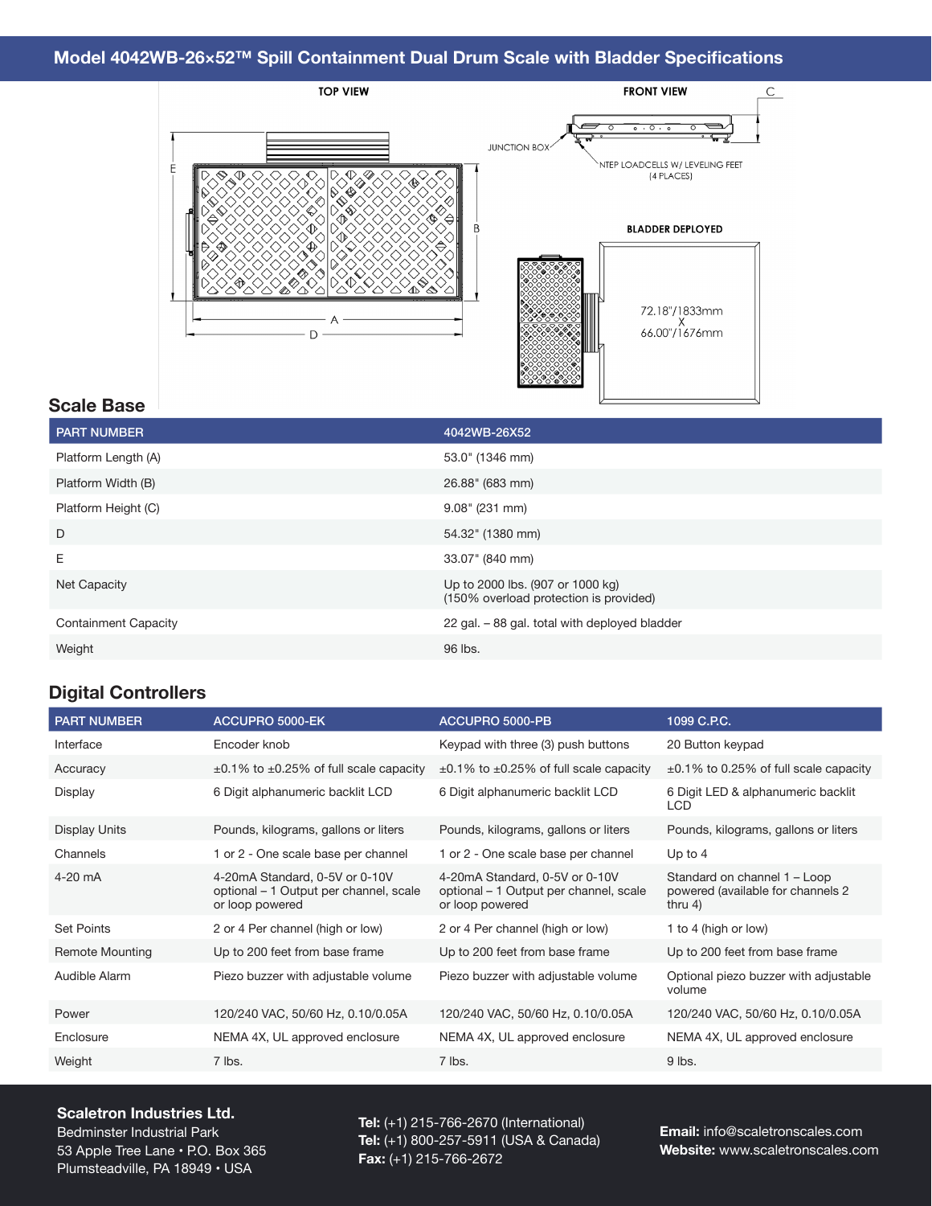## Model 4042WB-26×52™ Spill Containment Dual Drum Scale with Bladder Specifications

TOP VIEW

FRONT VIEW

C

E

B

A

D

JUNCTION BOX

NTEP LOADCELLS W/ LEVELING FEET (4 PLACES)

BLADDER DEPLOYED

72.18"/1833mm X 66.00"/1676mm

## Scale Base

| PART NUMBER | 4042WB-26X52 |
|---|---|
| Platform Length (A) | 53.0" (1346 mm) |
| Platform Width (B) | 26.88" (683 mm) |
| Platform Height (C) | 9.08" (231 mm) |
| D | 54.32" (1380 mm) |
| E | 33.07" (840 mm) |
| Net Capacity | Up to 2000 lbs. (907 or 1000 kg)<br>(150% overload protection is provided) |
| Containment Capacity | 22 gal. – 88 gal. total with deployed bladder |
| Weight | 96 lbs. |

## Digital Controllers

| PART NUMBER | ACCUPRO 5000-EK | ACCUPRO 5000-PB | 1099 C.P.C. |
|---|---|---|---|
| Interface | Encoder knob | Keypad with three (3) push buttons | 20 Button keypad |
| Accuracy | ±0.1% to ±0.25% of full scale capacity | ±0.1% to ±0.25% of full scale capacity | ±0.1% to 0.25% of full scale capacity |
| Display | 6 Digit alphanumeric backlit LCD | 6 Digit alphanumeric backlit LCD | 6 Digit LED & alphanumeric backlit LCD |
| Display Units | Pounds, kilograms, gallons or liters | Pounds, kilograms, gallons or liters | Pounds, kilograms, gallons or liters |
| Channels | 1 or 2 - One scale base per channel | 1 or 2 - One scale base per channel | Up to 4 |
| 4-20 mA | 4-20mA Standard, 0-5V or 0-10V optional – 1 Output per channel, scale or loop powered | 4-20mA Standard, 0-5V or 0-10V optional – 1 Output per channel, scale or loop powered | Standard on channel 1 – Loop powered (available for channels 2 thru 4) |
| Set Points | 2 or 4 Per channel (high or low) | 2 or 4 Per channel (high or low) | 1 to 4 (high or low) |
| Remote Mounting | Up to 200 feet from base frame | Up to 200 feet from base frame | Up to 200 feet from base frame |
| Audible Alarm | Piezo buzzer with adjustable volume | Piezo buzzer with adjustable volume | Optional piezo buzzer with adjustable volume |
| Power | 120/240 VAC, 50/60 Hz, 0.10/0.05A | 120/240 VAC, 50/60 Hz, 0.10/0.05A | 120/240 VAC, 50/60 Hz, 0.10/0.05A |
| Enclosure | NEMA 4X, UL approved enclosure | NEMA 4X, UL approved enclosure | NEMA 4X, UL approved enclosure |
| Weight | 7 lbs. | 7 lbs. | 9 lbs. |

**Scaletron Industries Ltd.**
Bedminster Industrial Park
53 Apple Tree Lane • P.O. Box 365
Plumsteadville, PA 18949 • USA

**Tel:** (+1) 215-766-2670 (International)
**Tel:** (+1) 800-257-5911 (USA & Canada)
**Fax:** (+1) 215-766-2672

**Email:** info@scaletronscales.com
**Website:** www.scaletronscales.com